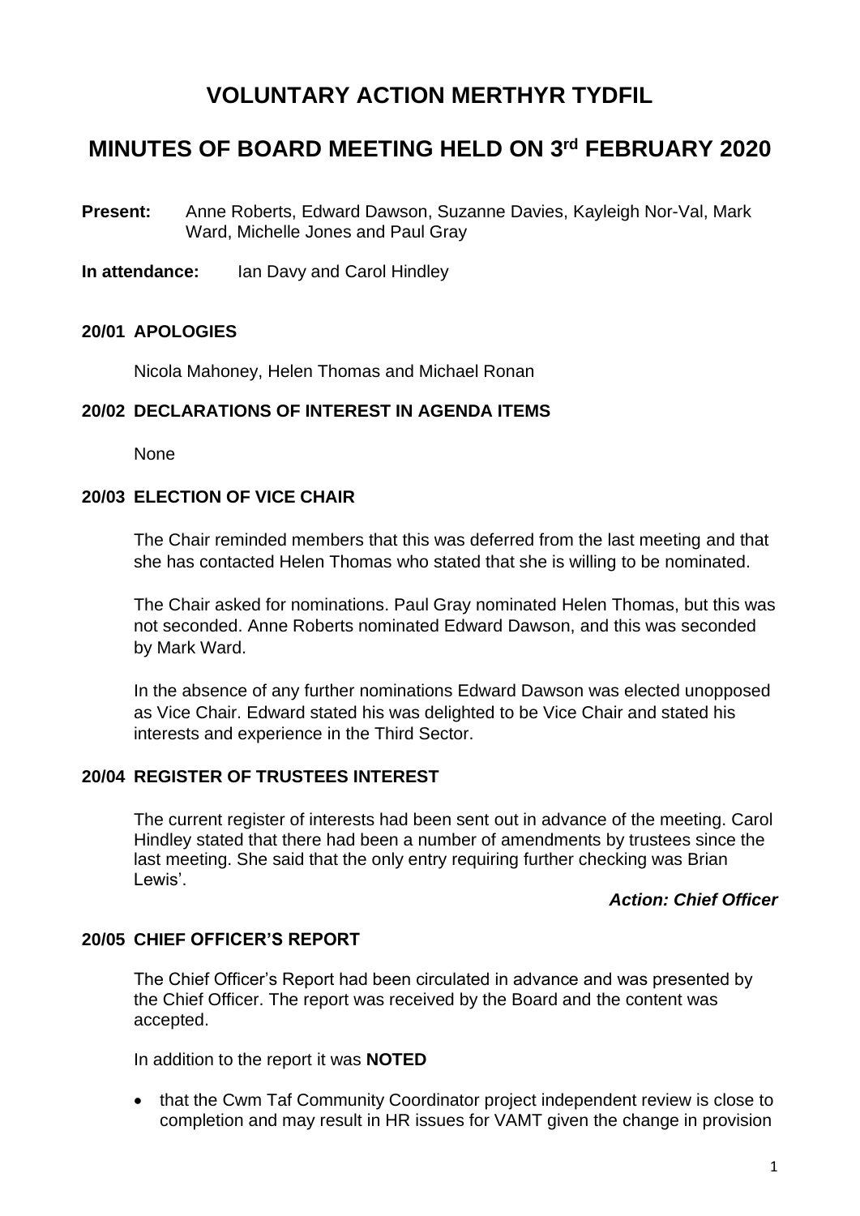# VOLUNTARY ACTION MERTHYR TYDFIL

## MINUTES OF BOARD MEETING HELD ON 3rd FEBRUARY 2020

**Present:** Anne Roberts, Edward Dawson, Suzanne Davies, Kayleigh Nor-Val, Mark Ward, Michelle Jones and Paul Gray

**In attendance:** Ian Davy and Carol Hindley

### 20/01 APOLOGIES

Nicola Mahoney, Helen Thomas and Michael Ronan

### 20/02 DECLARATIONS OF INTEREST IN AGENDA ITEMS

None

### 20/03 ELECTION OF VICE CHAIR

The Chair reminded members that this was deferred from the last meeting and that she has contacted Helen Thomas who stated that she is willing to be nominated.

The Chair asked for nominations. Paul Gray nominated Helen Thomas, but this was not seconded. Anne Roberts nominated Edward Dawson, and this was seconded by Mark Ward.

In the absence of any further nominations Edward Dawson was elected unopposed as Vice Chair. Edward stated his was delighted to be Vice Chair and stated his interests and experience in the Third Sector.

### 20/04 REGISTER OF TRUSTEES INTEREST

The current register of interests had been sent out in advance of the meeting. Carol Hindley stated that there had been a number of amendments by trustees since the last meeting. She said that the only entry requiring further checking was Brian Lewis'.

***Action: Chief Officer***

### 20/05 CHIEF OFFICER'S REPORT

The Chief Officer's Report had been circulated in advance and was presented by the Chief Officer. The report was received by the Board and the content was accepted.

In addition to the report it was **NOTED**

- that the Cwm Taf Community Coordinator project independent review is close to completion and may result in HR issues for VAMT given the change in provision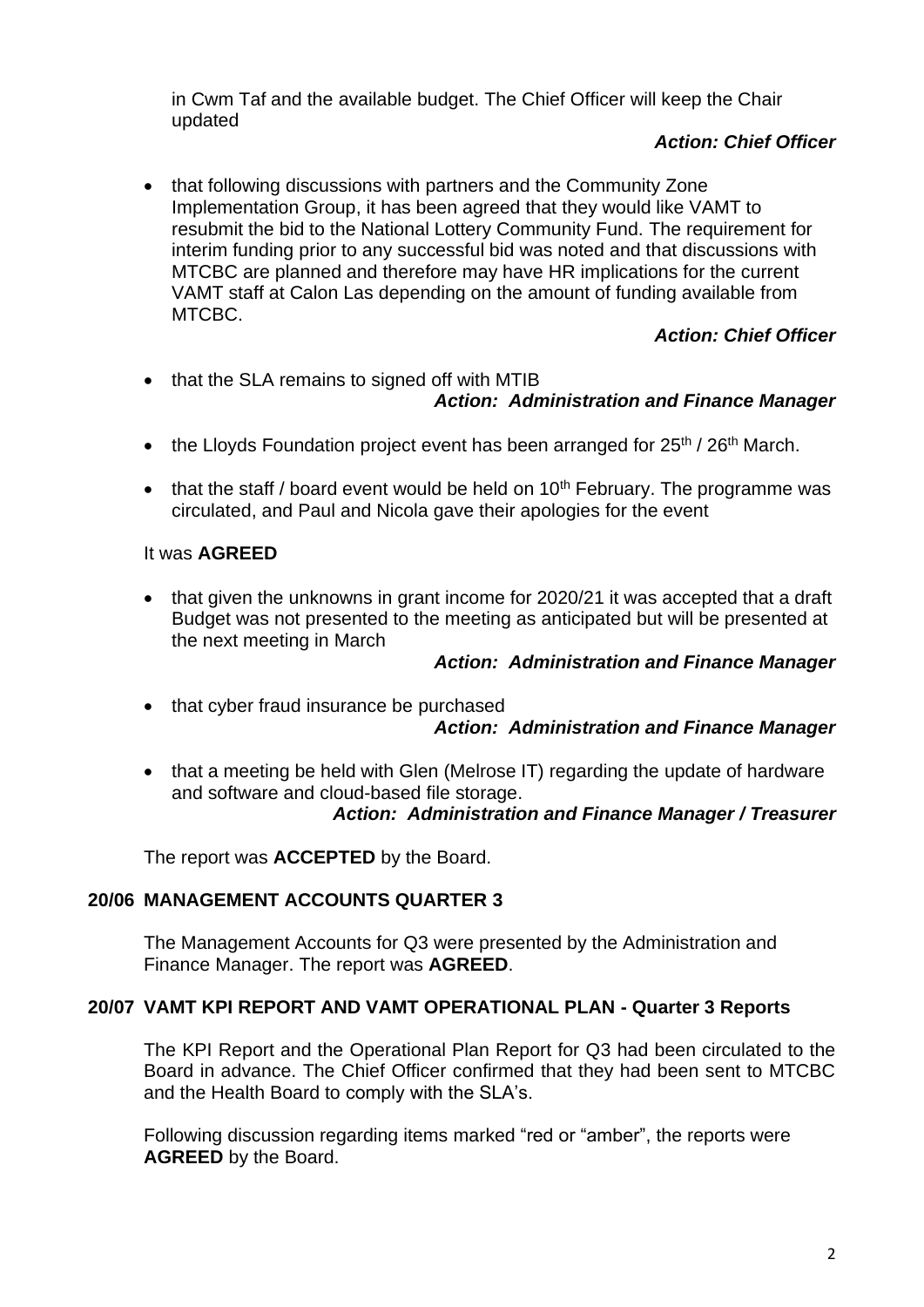in Cwm Taf and the available budget. The Chief Officer will keep the Chair updated

***Action: Chief Officer***

- that following discussions with partners and the Community Zone Implementation Group, it has been agreed that they would like VAMT to resubmit the bid to the National Lottery Community Fund. The requirement for interim funding prior to any successful bid was noted and that discussions with MTCBC are planned and therefore may have HR implications for the current VAMT staff at Calon Las depending on the amount of funding available from MTCBC.

***Action: Chief Officer***

- that the SLA remains to signed off with MTIB

***Action: Administration and Finance Manager***

- the Lloyds Foundation project event has been arranged for 25th / 26th March.

- that the staff / board event would be held on 10th February. The programme was circulated, and Paul and Nicola gave their apologies for the event

It was **AGREED**

- that given the unknowns in grant income for 2020/21 it was accepted that a draft Budget was not presented to the meeting as anticipated but will be presented at the next meeting in March

***Action: Administration and Finance Manager***

- that cyber fraud insurance be purchased

***Action: Administration and Finance Manager***

- that a meeting be held with Glen (Melrose IT) regarding the update of hardware and software and cloud-based file storage.

***Action: Administration and Finance Manager / Treasurer***

The report was **ACCEPTED** by the Board.

## 20/06 MANAGEMENT ACCOUNTS QUARTER 3

The Management Accounts for Q3 were presented by the Administration and Finance Manager. The report was **AGREED**.

## 20/07 VAMT KPI REPORT AND VAMT OPERATIONAL PLAN - Quarter 3 Reports

The KPI Report and the Operational Plan Report for Q3 had been circulated to the Board in advance. The Chief Officer confirmed that they had been sent to MTCBC and the Health Board to comply with the SLA's.

Following discussion regarding items marked "red or "amber", the reports were **AGREED** by the Board.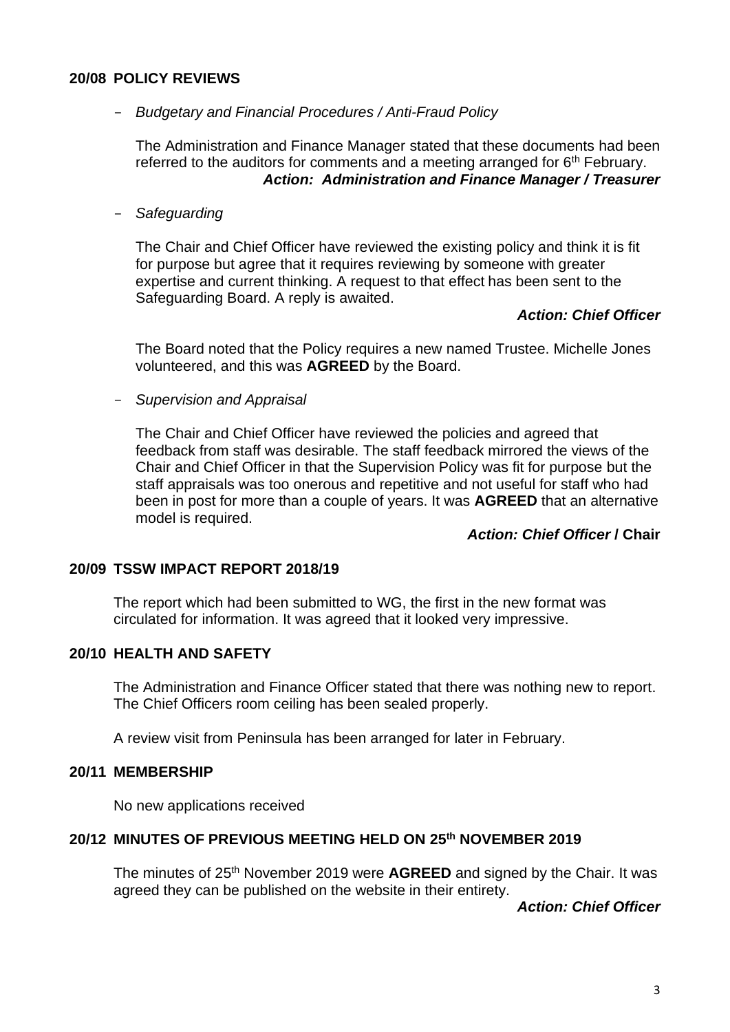## 20/08 POLICY REVIEWS

- *Budgetary and Financial Procedures / Anti-Fraud Policy*

  The Administration and Finance Manager stated that these documents had been referred to the auditors for comments and a meeting arranged for 6th February.
  ***Action: Administration and Finance Manager / Treasurer***

- *Safeguarding*

  The Chair and Chief Officer have reviewed the existing policy and think it is fit for purpose but agree that it requires reviewing by someone with greater expertise and current thinking. A request to that effect has been sent to the Safeguarding Board. A reply is awaited.
  ***Action: Chief Officer***

  The Board noted that the Policy requires a new named Trustee. Michelle Jones volunteered, and this was **AGREED** by the Board.

- *Supervision and Appraisal*

  The Chair and Chief Officer have reviewed the policies and agreed that feedback from staff was desirable. The staff feedback mirrored the views of the Chair and Chief Officer in that the Supervision Policy was fit for purpose but the staff appraisals was too onerous and repetitive and not useful for staff who had been in post for more than a couple of years. It was **AGREED** that an alternative model is required.
  ***Action: Chief Officer* / Chair**

## 20/09 TSSW IMPACT REPORT 2018/19

The report which had been submitted to WG, the first in the new format was circulated for information. It was agreed that it looked very impressive.

## 20/10 HEALTH AND SAFETY

The Administration and Finance Officer stated that there was nothing new to report. The Chief Officers room ceiling has been sealed properly.

A review visit from Peninsula has been arranged for later in February.

## 20/11 MEMBERSHIP

No new applications received

## 20/12 MINUTES OF PREVIOUS MEETING HELD ON 25th NOVEMBER 2019

The minutes of 25th November 2019 were **AGREED** and signed by the Chair. It was agreed they can be published on the website in their entirety.
***Action: Chief Officer***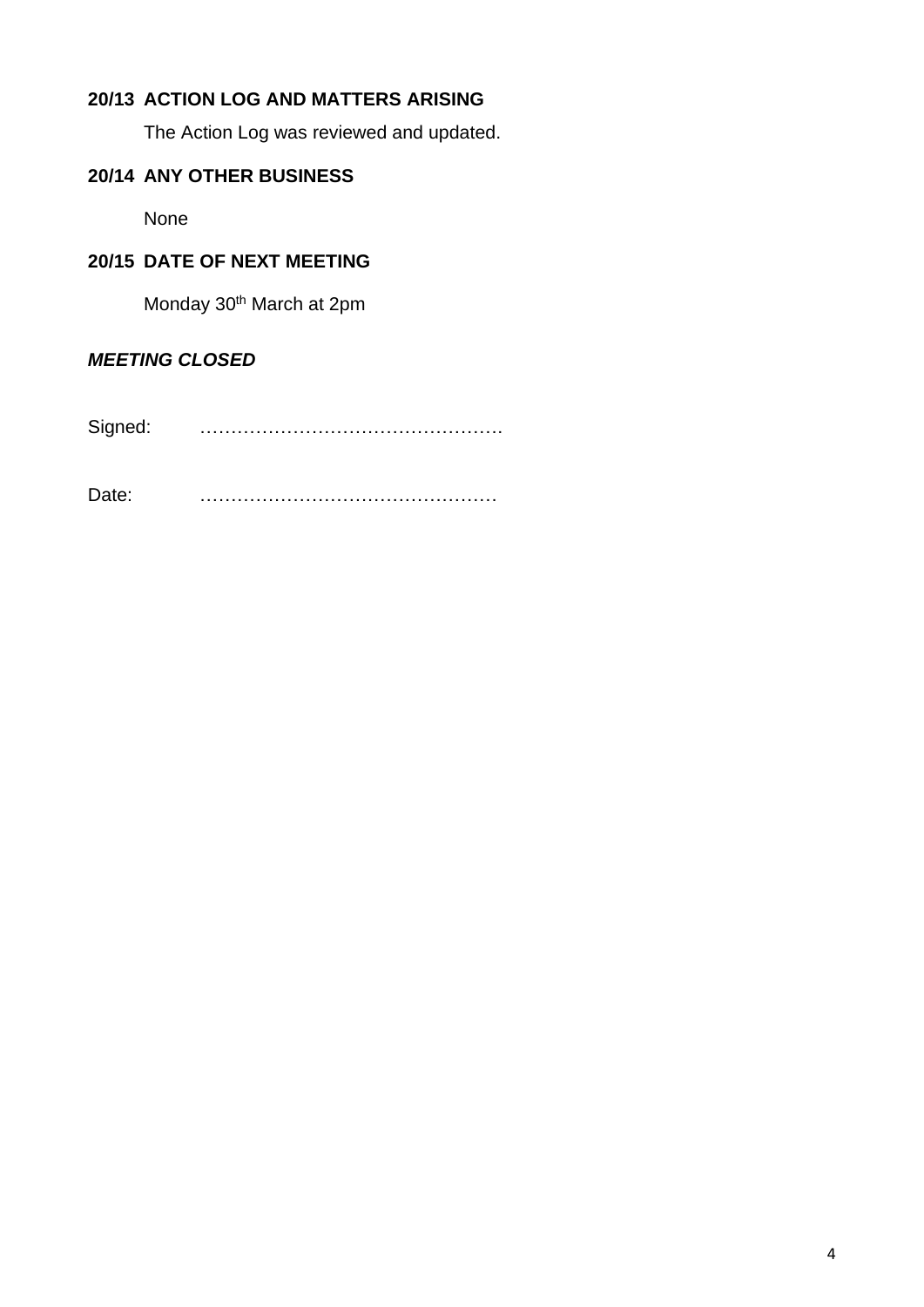**20/13 ACTION LOG AND MATTERS ARISING**

The Action Log was reviewed and updated.

**20/14 ANY OTHER BUSINESS**

None

**20/15 DATE OF NEXT MEETING**

Monday 30th March at 2pm

***MEETING CLOSED***

Signed: ………………………………………….

Date: …………………………………………